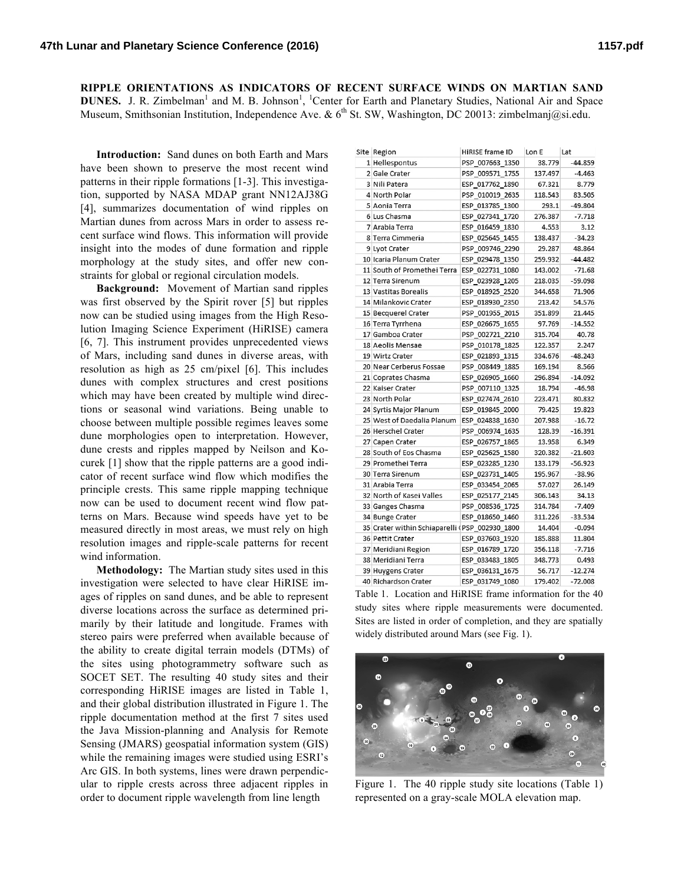# RIPPLE ORIENTATIONS AS INDICATORS OF RECENT SURFACE WINDS ON MARTIAN SAND DUNES.

J. R. Zimbelman[1] and M. B. Johnson[1], [1]Center for Earth and Planetary Studies, National Air and Space Museum, Smithsonian Institution, Independence Ave. & 6th St. SW, Washington, DC 20013: zimbelmanj@si.edu.

**Introduction:** Sand dunes on both Earth and Mars have been shown to preserve the most recent wind patterns in their ripple formations [1-3]. This investigation, supported by NASA MDAP grant NN12AJ38G [4], summarizes documentation of wind ripples on Martian dunes from across Mars in order to assess recent surface wind flows. This information will provide insight into the modes of dune formation and ripple morphology at the study sites, and offer new constraints for global or regional circulation models.

**Background:** Movement of Martian sand ripples was first observed by the Spirit rover [5] but ripples now can be studied using images from the High Resolution Imaging Science Experiment (HiRISE) camera [6, 7]. This instrument provides unprecedented views of Mars, including sand dunes in diverse areas, with resolution as high as 25 cm/pixel [6]. This includes dunes with complex structures and crest positions which may have been created by multiple wind directions or seasonal wind variations. Being unable to choose between multiple possible regimes leaves some dune morphologies open to interpretation. However, dune crests and ripples mapped by Neilson and Kocurek [1] show that the ripple patterns are a good indicator of recent surface wind flow which modifies the principle crests. This same ripple mapping technique now can be used to document recent wind flow patterns on Mars. Because wind speeds have yet to be measured directly in most areas, we must rely on high resolution images and ripple-scale patterns for recent wind information.

**Methodology:** The Martian study sites used in this investigation were selected to have clear HiRISE images of ripples on sand dunes, and be able to represent diverse locations across the surface as determined primarily by their latitude and longitude. Frames with stereo pairs were preferred when available because of the ability to create digital terrain models (DTMs) of the sites using photogrammetry software such as SOCET SET. The resulting 40 study sites and their corresponding HiRISE images are listed in Table 1, and their global distribution illustrated in Figure 1. The ripple documentation method at the first 7 sites used the Java Mission-planning and Analysis for Remote Sensing (JMARS) geospatial information system (GIS) while the remaining images were studied using ESRI's Arc GIS. In both systems, lines were drawn perpendicular to ripple crests across three adjacent ripples in order to document ripple wavelength from line length

| Site | Region | HiRISE frame ID | Lon E | Lat |
|---|---|---|---|---|
| 1 | Hellespontus | PSP_007663_1350 | 38.779 | -44.859 |
| 2 | Gale Crater | PSP_009571_1755 | 137.497 | -4.463 |
| 3 | Nili Patera | ESP_017762_1890 | 67.321 | 8.779 |
| 4 | North Polar | PSP_010019_2635 | 118.543 | 83.505 |
| 5 | Aonia Terra | ESP_013785_1300 | 293.1 | -49.804 |
| 6 | Lus Chasma | ESP_027341_1720 | 276.387 | -7.718 |
| 7 | Arabia Terra | ESP_016459_1830 | 4.553 | 3.12 |
| 8 | Terra Cimmeria | ESP_025645_1455 | 138.437 | -34.23 |
| 9 | Lyot Crater | PSP_009746_2290 | 29.287 | 48.864 |
| 10 | Icaria Planum Crater | ESP_029478_1350 | 259.932 | -44.482 |
| 11 | South of Promethei Terra | ESP_022731_1080 | 143.002 | -71.68 |
| 12 | Terra Sirenum | ESP_023928_1205 | 218.035 | -59.098 |
| 13 | Vastitas Borealis | ESP_018925_2520 | 344.658 | 71.906 |
| 14 | Milankovic Crater | ESP_018930_2350 | 213.42 | 54.576 |
| 15 | Becquerel Crater | PSP_001955_2015 | 351.899 | 21.445 |
| 16 | Terra Tyrrhena | ESP_026675_1655 | 97.769 | -14.552 |
| 17 | Gamboa Crater | PSP_002721_2210 | 315.704 | 40.78 |
| 18 | Aeolis Mensae | PSP_010178_1825 | 122.357 | 2.247 |
| 19 | Wirtz Crater | ESP_021893_1315 | 334.676 | -48.243 |
| 20 | Near Cerberus Fossae | PSP_008449_1885 | 169.194 | 8.566 |
| 21 | Coprates Chasma | ESP_026905_1660 | 296.894 | -14.092 |
| 22 | Kaiser Crater | PSP_007110_1325 | 18.794 | -46.98 |
| 23 | North Polar | ESP_027474_2610 | 223.471 | 80.832 |
| 24 | Syrtis Major Planum | ESP_019845_2000 | 79.425 | 19.823 |
| 25 | West of Daedalia Planum | ESP_024838_1630 | 207.988 | -16.72 |
| 26 | Herschel Crater | PSP_006974_1635 | 128.39 | -16.391 |
| 27 | Capen Crater | ESP_026757_1865 | 13.958 | 6.349 |
| 28 | South of Eos Chasma | ESP_025625_1580 | 320.382 | -21.603 |
| 29 | Promethei Terra | ESP_023285_1230 | 133.179 | -56.923 |
| 30 | Terra Sirenum | ESP_023731_1405 | 195.967 | -38.96 |
| 31 | Arabia Terra | ESP_033454_2065 | 57.027 | 26.149 |
| 32 | North of Kasei Valles | ESP_025177_2145 | 306.143 | 34.13 |
| 33 | Ganges Chasma | PSP_008536_1725 | 314.784 | -7.409 |
| 34 | Bunge Crater | ESP_018650_1460 | 311.226 | -33.534 |
| 35 | Crater within Schiaparelli ( | PSP_002930_1800 | 14.404 | -0.094 |
| 36 | Pettit Crater | ESP_037603_1920 | 185.888 | 11.804 |
| 37 | Meridiani Region | ESP_016789_1720 | 356.118 | -7.716 |
| 38 | Meridiani Terra | ESP_033483_1805 | 348.773 | 0.493 |
| 39 | Huygens Crater | ESP_036131_1675 | 56.717 | -12.274 |
| 40 | Richardson Crater | ESP_031749_1080 | 179.402 | -72.008 |

Table 1. Location and HiRISE frame information for the 40 study sites where ripple measurements were documented. Sites are listed in order of completion, and they are spatially widely distributed around Mars (see Fig. 1).

Figure 1. The 40 ripple study site locations (Table 1) represented on a gray-scale MOLA elevation map.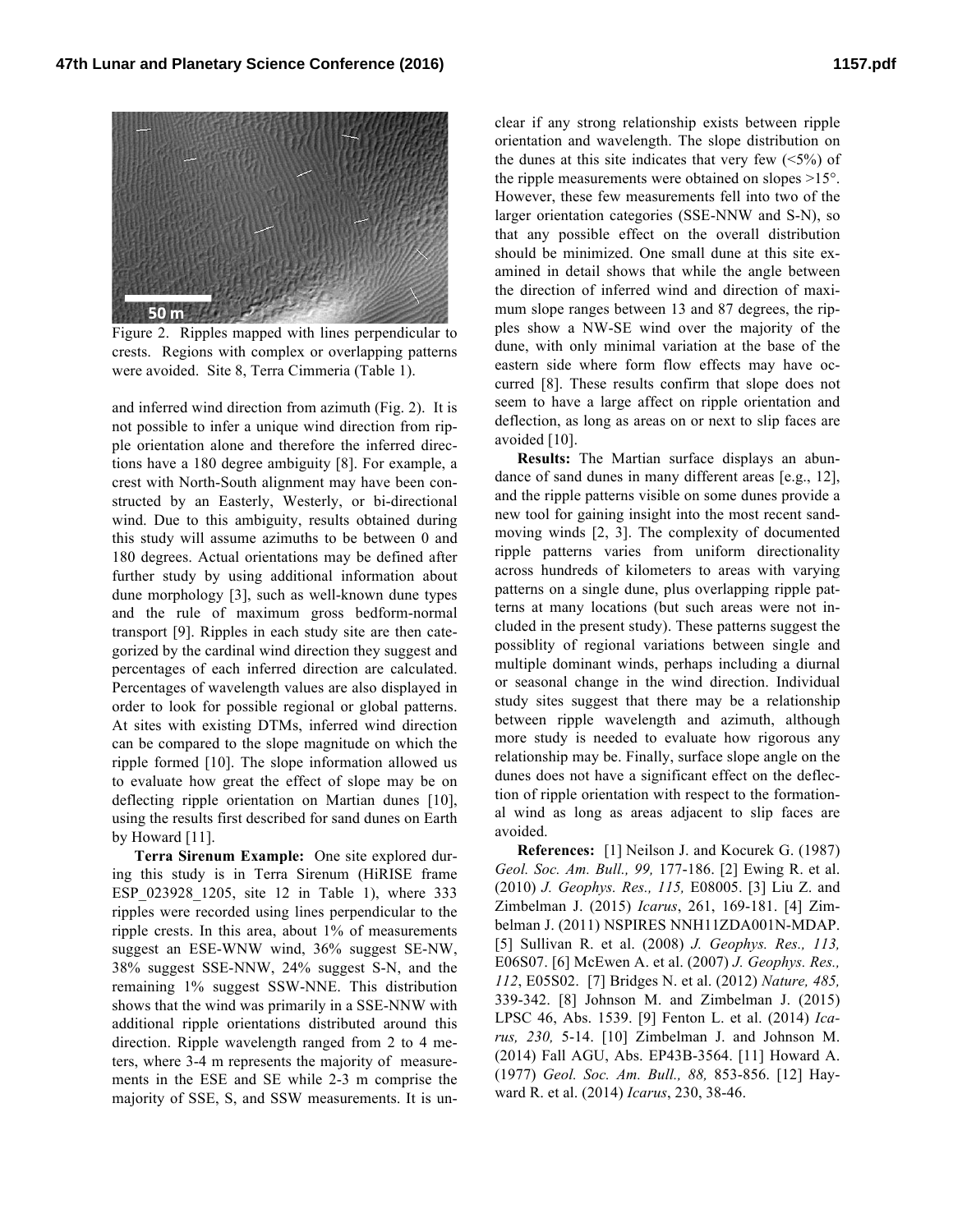50 m

Figure 2. Ripples mapped with lines perpendicular to crests. Regions with complex or overlapping patterns were avoided. Site 8, Terra Cimmeria (Table 1).

and inferred wind direction from azimuth (Fig. 2). It is not possible to infer a unique wind direction from ripple orientation alone and therefore the inferred directions have a 180 degree ambiguity [8]. For example, a crest with North-South alignment may have been constructed by an Easterly, Westerly, or bi-directional wind. Due to this ambiguity, results obtained during this study will assume azimuths to be between 0 and 180 degrees. Actual orientations may be defined after further study by using additional information about dune morphology [3], such as well-known dune types and the rule of maximum gross bedform-normal transport [9]. Ripples in each study site are then categorized by the cardinal wind direction they suggest and percentages of each inferred direction are calculated. Percentages of wavelength values are also displayed in order to look for possible regional or global patterns. At sites with existing DTMs, inferred wind direction can be compared to the slope magnitude on which the ripple formed [10]. The slope information allowed us to evaluate how great the effect of slope may be on deflecting ripple orientation on Martian dunes [10], using the results first described for sand dunes on Earth by Howard [11].

**Terra Sirenum Example:** One site explored during this study is in Terra Sirenum (HiRISE frame ESP_023928_1205, site 12 in Table 1), where 333 ripples were recorded using lines perpendicular to the ripple crests. In this area, about 1% of measurements suggest an ESE-WNW wind, 36% suggest SE-NW, 38% suggest SSE-NNW, 24% suggest S-N, and the remaining 1% suggest SSW-NNE. This distribution shows that the wind was primarily in a SSE-NNW with additional ripple orientations distributed around this direction. Ripple wavelength ranged from 2 to 4 meters, where 3-4 m represents the majority of measurements in the ESE and SE while 2-3 m comprise the majority of SSE, S, and SSW measurements. It is unclear if any strong relationship exists between ripple orientation and wavelength. The slope distribution on the dunes at this site indicates that very few (<5%) of the ripple measurements were obtained on slopes >15°. However, these few measurements fell into two of the larger orientation categories (SSE-NNW and S-N), so that any possible effect on the overall distribution should be minimized. One small dune at this site examined in detail shows that while the angle between the direction of inferred wind and direction of maximum slope ranges between 13 and 87 degrees, the ripples show a NW-SE wind over the majority of the dune, with only minimal variation at the base of the eastern side where form flow effects may have occurred [8]. These results confirm that slope does not seem to have a large affect on ripple orientation and deflection, as long as areas on or next to slip faces are avoided [10].

**Results:** The Martian surface displays an abundance of sand dunes in many different areas [e.g., 12], and the ripple patterns visible on some dunes provide a new tool for gaining insight into the most recent sand-moving winds [2, 3]. The complexity of documented ripple patterns varies from uniform directionality across hundreds of kilometers to areas with varying patterns on a single dune, plus overlapping ripple patterns at many locations (but such areas were not included in the present study). These patterns suggest the possiblity of regional variations between single and multiple dominant winds, perhaps including a diurnal or seasonal change in the wind direction. Individual study sites suggest that there may be a relationship between ripple wavelength and azimuth, although more study is needed to evaluate how rigorous any relationship may be. Finally, surface slope angle on the dunes does not have a significant effect on the deflection of ripple orientation with respect to the formational wind as long as areas adjacent to slip faces are avoided.

**References:** [1] Neilson J. and Kocurek G. (1987) *Geol. Soc. Am. Bull., 99,* 177-186. [2] Ewing R. et al. (2010) *J. Geophys. Res., 115,* E08005. [3] Liu Z. and Zimbelman J. (2015) *Icarus*, 261, 169-181. [4] Zimbelman J. (2011) NSPIRES NNH11ZDA001N-MDAP. [5] Sullivan R. et al. (2008) *J. Geophys. Res., 113,* E06S07. [6] McEwen A. et al. (2007) *J. Geophys. Res., 112*, E05S02. [7] Bridges N. et al. (2012) *Nature, 485,* 339-342. [8] Johnson M. and Zimbelman J. (2015) LPSC 46, Abs. 1539. [9] Fenton L. et al. (2014) *Icarus, 230,* 5-14. [10] Zimbelman J. and Johnson M. (2014) Fall AGU, Abs. EP43B-3564. [11] Howard A. (1977) *Geol. Soc. Am. Bull., 88,* 853-856. [12] Hayward R. et al. (2014) *Icarus*, 230, 38-46.